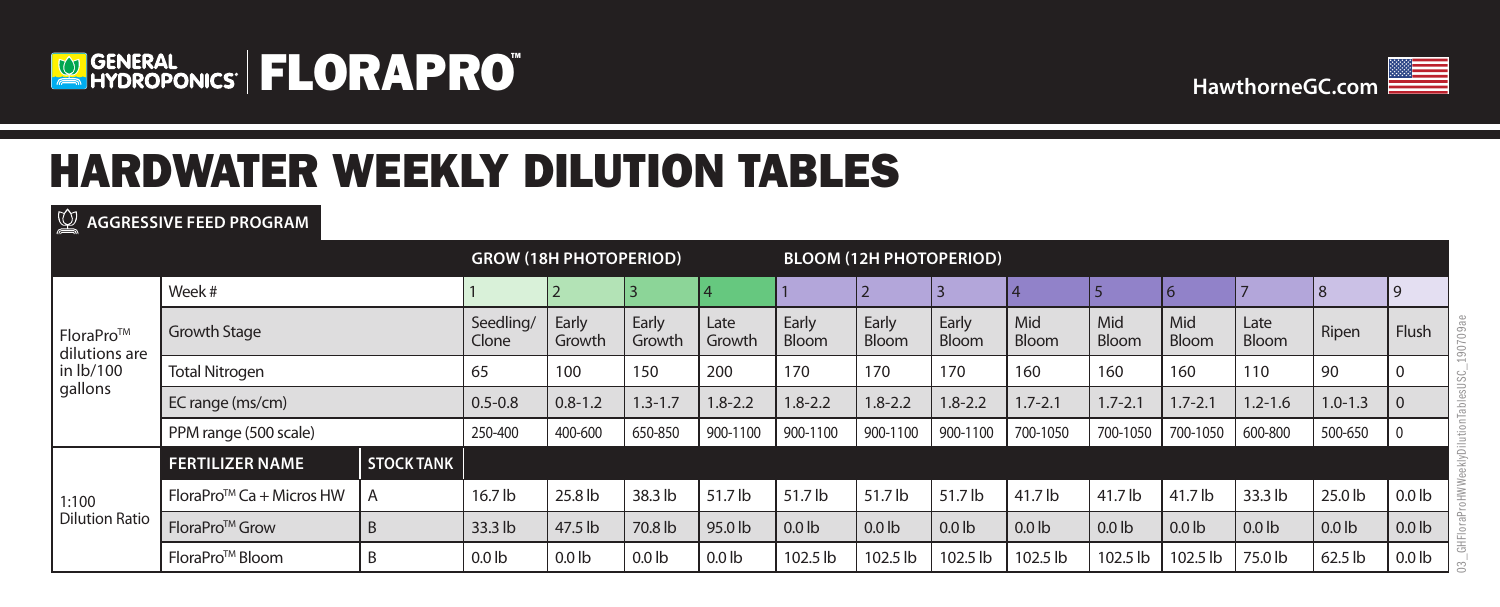GENERAL HYDROPONICS | FLORAPRO™

HawthorneGC.com

# HARDWATER WEEKLY DILUTION TABLES

## AGGRESSIVE FEED PROGRAM

| | | | GROW (18H PHOTOPERIOD) | | | | BLOOM (12H PHOTOPERIOD) | | | | | | | | |
|---|---|---|---|---|---|---|---|---|---|---|---|---|---|---|---|
| FloraPro™ dilutions are in lb/100 gallons | Week # | | 1 | 2 | 3 | 4 | 1 | 2 | 3 | 4 | 5 | 6 | 7 | 8 | 9 |
| | Growth Stage | | Seedling/ Clone | Early Growth | Early Growth | Late Growth | Early Bloom | Early Bloom | Early Bloom | Mid Bloom | Mid Bloom | Mid Bloom | Late Bloom | Ripen | Flush |
| | Total Nitrogen | | 65 | 100 | 150 | 200 | 170 | 170 | 170 | 160 | 160 | 160 | 110 | 90 | 0 |
| | EC range (ms/cm) | | 0.5-0.8 | 0.8-1.2 | 1.3-1.7 | 1.8-2.2 | 1.8-2.2 | 1.8-2.2 | 1.8-2.2 | 1.7-2.1 | 1.7-2.1 | 1.7-2.1 | 1.2-1.6 | 1.0-1.3 | 0 |
| | PPM range (500 scale) | | 250-400 | 400-600 | 650-850 | 900-1100 | 900-1100 | 900-1100 | 900-1100 | 700-1050 | 700-1050 | 700-1050 | 600-800 | 500-650 | 0 |
| 1:100 Dilution Ratio | **FERTILIZER NAME** | **STOCK TANK** | | | | | | | | | | | | | |
| | FloraPro™ Ca + Micros HW | A | 16.7 lb | 25.8 lb | 38.3 lb | 51.7 lb | 51.7 lb | 51.7 lb | 51.7 lb | 41.7 lb | 41.7 lb | 41.7 lb | 33.3 lb | 25.0 lb | 0.0 lb |
| | FloraPro™ Grow | B | 33.3 lb | 47.5 lb | 70.8 lb | 95.0 lb | 0.0 lb | 0.0 lb | 0.0 lb | 0.0 lb | 0.0 lb | 0.0 lb | 0.0 lb | 0.0 lb | 0.0 lb |
| | FloraPro™ Bloom | B | 0.0 lb | 0.0 lb | 0.0 lb | 0.0 lb | 102.5 lb | 102.5 lb | 102.5 lb | 102.5 lb | 102.5 lb | 102.5 lb | 75.0 lb | 62.5 lb | 0.0 lb |

03_GHFloraProHWWeeklyDilutionTablesUSC_190709ae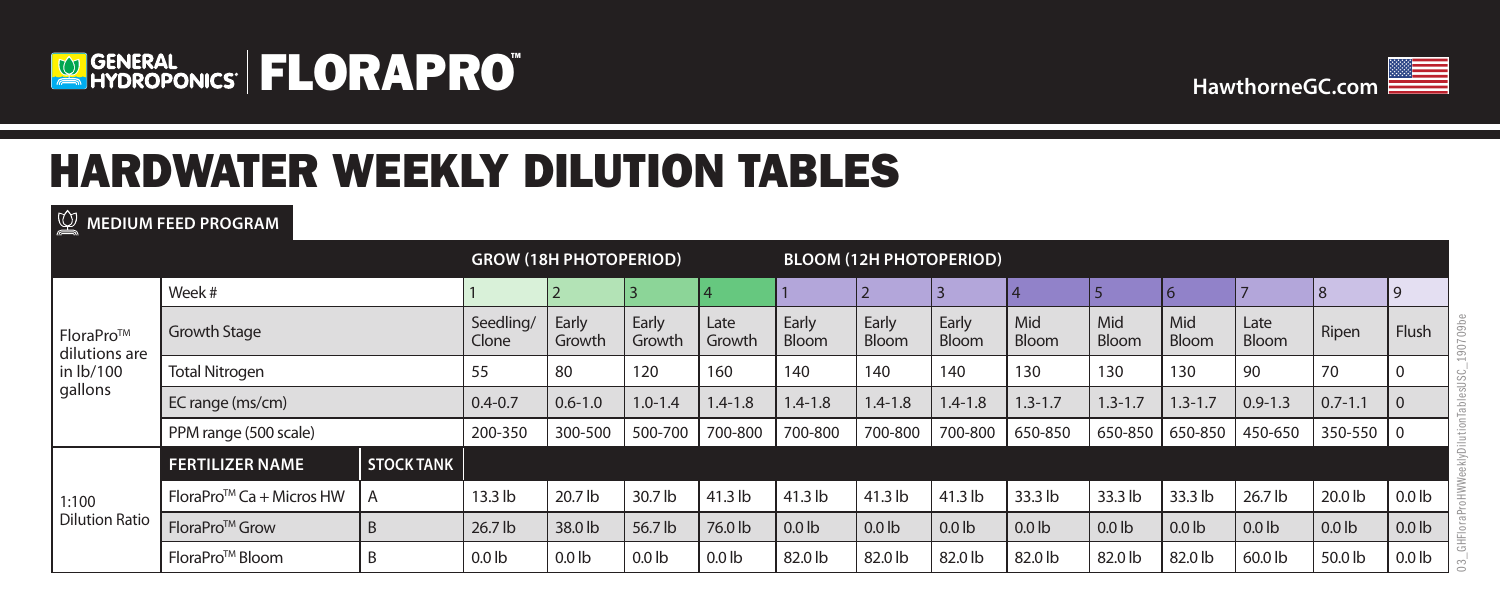GENERAL HYDROPONICS | FLORAPRO™

HawthorneGC.com

# HARDWATER WEEKLY DILUTION TABLES

## MEDIUM FEED PROGRAM

| | | | GROW (18H PHOTOPERIOD) | | | | BLOOM (12H PHOTOPERIOD) | | | | | | | | |
|---|---|---|---|---|---|---|---|---|---|---|---|---|---|---|---|
| FloraPro™ dilutions are in lb/100 gallons | Week # | | 1 | 2 | 3 | 4 | 1 | 2 | 3 | 4 | 5 | 6 | 7 | 8 | 9 |
| | Growth Stage | | Seedling/ Clone | Early Growth | Early Growth | Late Growth | Early Bloom | Early Bloom | Early Bloom | Mid Bloom | Mid Bloom | Mid Bloom | Late Bloom | Ripen | Flush |
| | Total Nitrogen | | 55 | 80 | 120 | 160 | 140 | 140 | 140 | 130 | 130 | 130 | 90 | 70 | 0 |
| | EC range (ms/cm) | | 0.4-0.7 | 0.6-1.0 | 1.0-1.4 | 1.4-1.8 | 1.4-1.8 | 1.4-1.8 | 1.4-1.8 | 1.3-1.7 | 1.3-1.7 | 1.3-1.7 | 0.9-1.3 | 0.7-1.1 | 0 |
| | PPM range (500 scale) | | 200-350 | 300-500 | 500-700 | 700-800 | 700-800 | 700-800 | 700-800 | 650-850 | 650-850 | 650-850 | 450-650 | 350-550 | 0 |
| 1:100 Dilution Ratio | **FERTILIZER NAME** | **STOCK TANK** | | | | | | | | | | | | | |
| | FloraPro™ Ca + Micros HW | A | 13.3 lb | 20.7 lb | 30.7 lb | 41.3 lb | 41.3 lb | 41.3 lb | 41.3 lb | 33.3 lb | 33.3 lb | 33.3 lb | 26.7 lb | 20.0 lb | 0.0 lb |
| | FloraPro™ Grow | B | 26.7 lb | 38.0 lb | 56.7 lb | 76.0 lb | 0.0 lb | 0.0 lb | 0.0 lb | 0.0 lb | 0.0 lb | 0.0 lb | 0.0 lb | 0.0 lb | 0.0 lb |
| | FloraPro™ Bloom | B | 0.0 lb | 0.0 lb | 0.0 lb | 0.0 lb | 82.0 lb | 82.0 lb | 82.0 lb | 82.0 lb | 82.0 lb | 82.0 lb | 60.0 lb | 50.0 lb | 0.0 lb |

03_GHFloraProHWWeeklyDilutionTablesUSC_190709be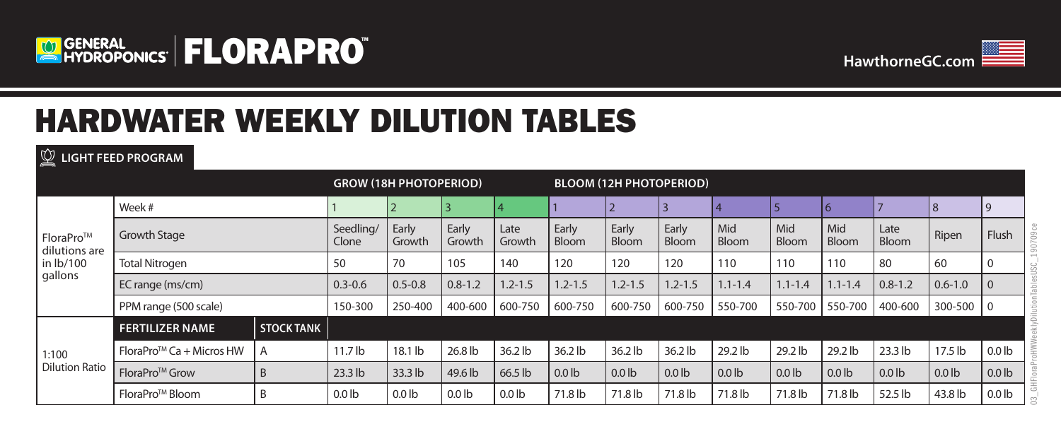GENERAL HYDROPONICS | FLORAPRO™

HawthorneGC.com

# HARDWATER WEEKLY DILUTION TABLES

## LIGHT FEED PROGRAM

| | | | GROW (18H PHOTOPERIOD) | | | | BLOOM (12H PHOTOPERIOD) | | | | | | | | |
|---|---|---|---|---|---|---|---|---|---|---|---|---|---|---|---|
| FloraPro™ dilutions are in lb/100 gallons | Week # | | 1 | 2 | 3 | 4 | 1 | 2 | 3 | 4 | 5 | 6 | 7 | 8 | 9 |
| | Growth Stage | | Seedling/ Clone | Early Growth | Early Growth | Late Growth | Early Bloom | Early Bloom | Early Bloom | Mid Bloom | Mid Bloom | Mid Bloom | Late Bloom | Ripen | Flush |
| | Total Nitrogen | | 50 | 70 | 105 | 140 | 120 | 120 | 120 | 110 | 110 | 110 | 80 | 60 | 0 |
| | EC range (ms/cm) | | 0.3-0.6 | 0.5-0.8 | 0.8-1.2 | 1.2-1.5 | 1.2-1.5 | 1.2-1.5 | 1.2-1.5 | 1.1-1.4 | 1.1-1.4 | 1.1-1.4 | 0.8-1.2 | 0.6-1.0 | 0 |
| | PPM range (500 scale) | | 150-300 | 250-400 | 400-600 | 600-750 | 600-750 | 600-750 | 600-750 | 550-700 | 550-700 | 550-700 | 400-600 | 300-500 | 0 |
| 1:100 Dilution Ratio | **FERTILIZER NAME** | **STOCK TANK** | | | | | | | | | | | | | |
| | FloraPro™ Ca + Micros HW | A | 11.7 lb | 18.1 lb | 26.8 lb | 36.2 lb | 36.2 lb | 36.2 lb | 36.2 lb | 29.2 lb | 29.2 lb | 29.2 lb | 23.3 lb | 17.5 lb | 0.0 lb |
| | FloraPro™ Grow | B | 23.3 lb | 33.3 lb | 49.6 lb | 66.5 lb | 0.0 lb | 0.0 lb | 0.0 lb | 0.0 lb | 0.0 lb | 0.0 lb | 0.0 lb | 0.0 lb | 0.0 lb |
| | FloraPro™ Bloom | B | 0.0 lb | 0.0 lb | 0.0 lb | 0.0 lb | 71.8 lb | 71.8 lb | 71.8 lb | 71.8 lb | 71.8 lb | 71.8 lb | 52.5 lb | 43.8 lb | 0.0 lb |

03_GHFloraProHWWeeklyDilutionTablesUSC_190709ce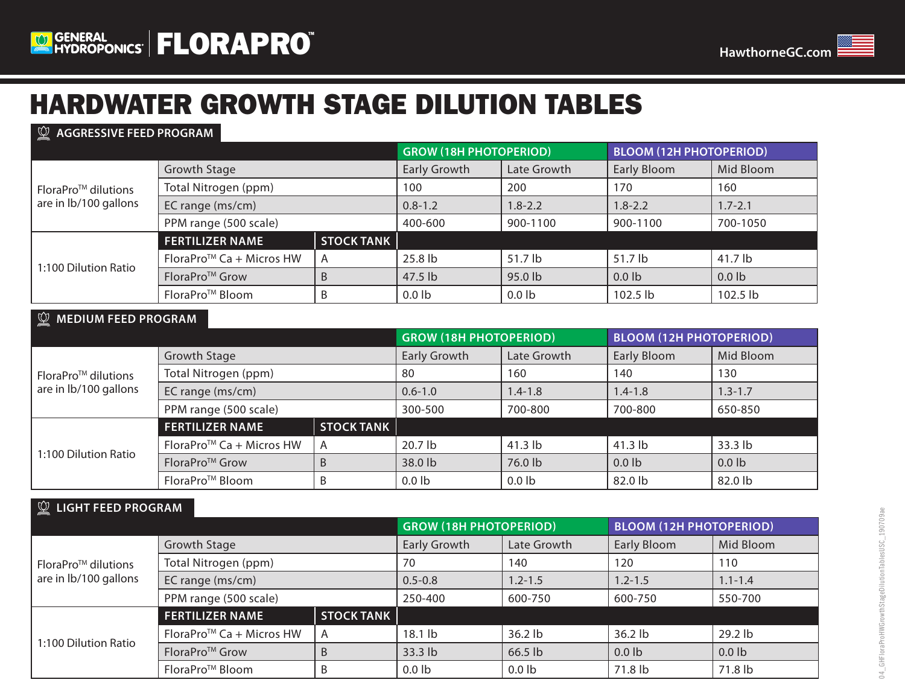GENERAL HYDROPONICS | FLORAPRO™

HawthorneGC.com

# HARDWATER GROWTH STAGE DILUTION TABLES

## AGGRESSIVE FEED PROGRAM

| | | | GROW (18H PHOTOPERIOD) | | BLOOM (12H PHOTOPERIOD) | |
|---|---|---|---|---|---|---|
| FloraPro™ dilutions are in lb/100 gallons | Growth Stage | | Early Growth | Late Growth | Early Bloom | Mid Bloom |
| | Total Nitrogen (ppm) | | 100 | 200 | 170 | 160 |
| | EC range (ms/cm) | | 0.8-1.2 | 1.8-2.2 | 1.8-2.2 | 1.7-2.1 |
| | PPM range (500 scale) | | 400-600 | 900-1100 | 900-1100 | 700-1050 |
| 1:100 Dilution Ratio | FERTILIZER NAME | STOCK TANK | | | | |
| | FloraPro™ Ca + Micros HW | A | 25.8 lb | 51.7 lb | 51.7 lb | 41.7 lb |
| | FloraPro™ Grow | B | 47.5 lb | 95.0 lb | 0.0 lb | 0.0 lb |
| | FloraPro™ Bloom | B | 0.0 lb | 0.0 lb | 102.5 lb | 102.5 lb |

## MEDIUM FEED PROGRAM

| | | | GROW (18H PHOTOPERIOD) | | BLOOM (12H PHOTOPERIOD) | |
|---|---|---|---|---|---|---|
| FloraPro™ dilutions are in lb/100 gallons | Growth Stage | | Early Growth | Late Growth | Early Bloom | Mid Bloom |
| | Total Nitrogen (ppm) | | 80 | 160 | 140 | 130 |
| | EC range (ms/cm) | | 0.6-1.0 | 1.4-1.8 | 1.4-1.8 | 1.3-1.7 |
| | PPM range (500 scale) | | 300-500 | 700-800 | 700-800 | 650-850 |
| 1:100 Dilution Ratio | FERTILIZER NAME | STOCK TANK | | | | |
| | FloraPro™ Ca + Micros HW | A | 20.7 lb | 41.3 lb | 41.3 lb | 33.3 lb |
| | FloraPro™ Grow | B | 38.0 lb | 76.0 lb | 0.0 lb | 0.0 lb |
| | FloraPro™ Bloom | B | 0.0 lb | 0.0 lb | 82.0 lb | 82.0 lb |

## LIGHT FEED PROGRAM

| | | | GROW (18H PHOTOPERIOD) | | BLOOM (12H PHOTOPERIOD) | |
|---|---|---|---|---|---|---|
| FloraPro™ dilutions are in lb/100 gallons | Growth Stage | | Early Growth | Late Growth | Early Bloom | Mid Bloom |
| | Total Nitrogen (ppm) | | 70 | 140 | 120 | 110 |
| | EC range (ms/cm) | | 0.5-0.8 | 1.2-1.5 | 1.2-1.5 | 1.1-1.4 |
| | PPM range (500 scale) | | 250-400 | 600-750 | 600-750 | 550-700 |
| 1:100 Dilution Ratio | FERTILIZER NAME | STOCK TANK | | | | |
| | FloraPro™ Ca + Micros HW | A | 18.1 lb | 36.2 lb | 36.2 lb | 29.2 lb |
| | FloraPro™ Grow | B | 33.3 lb | 66.5 lb | 0.0 lb | 0.0 lb |
| | FloraPro™ Bloom | B | 0.0 lb | 0.0 lb | 71.8 lb | 71.8 lb |

04_GHFloraProHWGrowthStageDilutionTablesUSC_190709ae